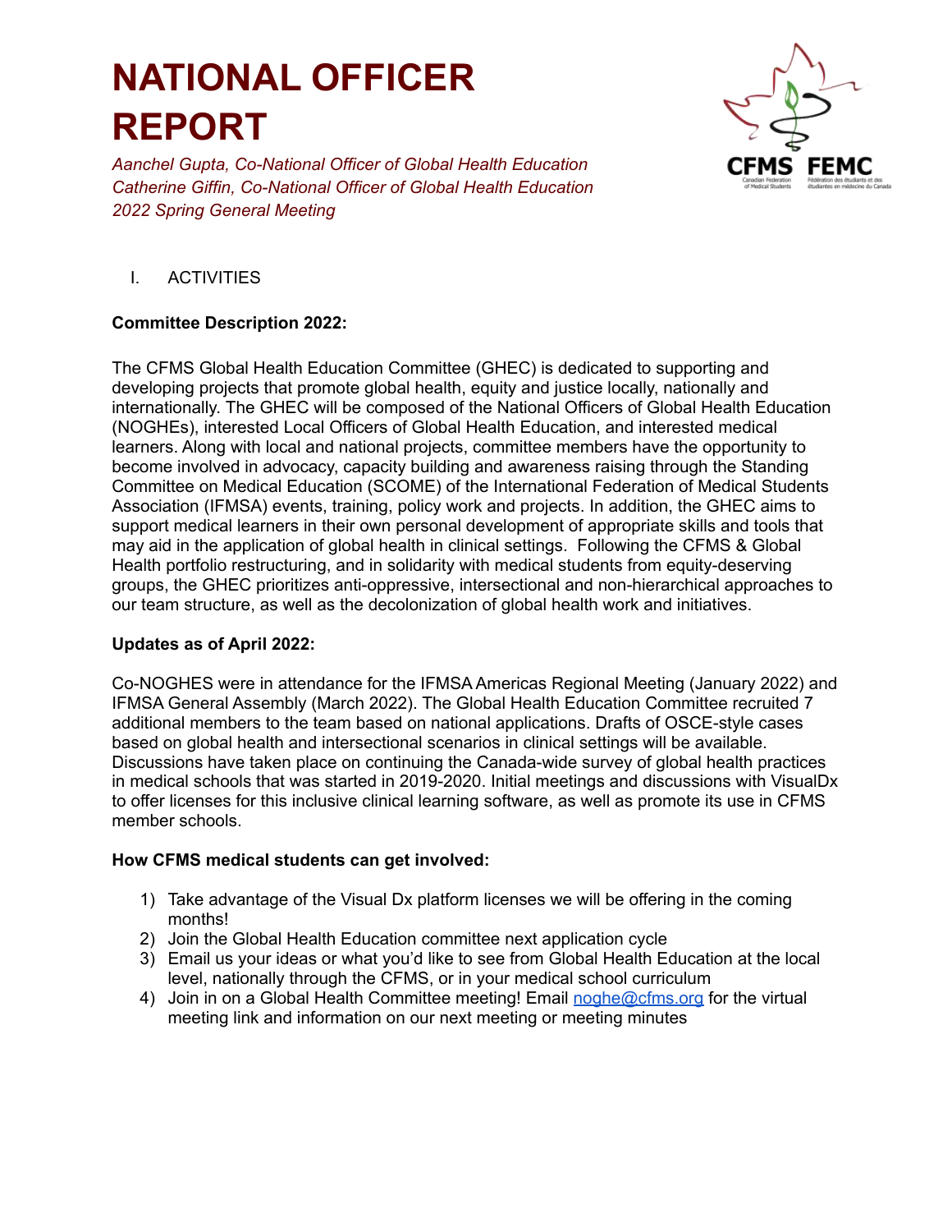# NATIONAL OFFICER REPORT

*Aanchel Gupta, Co-National Officer of Global Health Education*
*Catherine Giffin, Co-National Officer of Global Health Education*
*2022 Spring General Meeting*

## I. ACTIVITIES

**Committee Description 2022:**

The CFMS Global Health Education Committee (GHEC) is dedicated to supporting and developing projects that promote global health, equity and justice locally, nationally and internationally. The GHEC will be composed of the National Officers of Global Health Education (NOGHEs), interested Local Officers of Global Health Education, and interested medical learners. Along with local and national projects, committee members have the opportunity to become involved in advocacy, capacity building and awareness raising through the Standing Committee on Medical Education (SCOME) of the International Federation of Medical Students Association (IFMSA) events, training, policy work and projects. In addition, the GHEC aims to support medical learners in their own personal development of appropriate skills and tools that may aid in the application of global health in clinical settings. Following the CFMS & Global Health portfolio restructuring, and in solidarity with medical students from equity-deserving groups, the GHEC prioritizes anti-oppressive, intersectional and non-hierarchical approaches to our team structure, as well as the decolonization of global health work and initiatives.

**Updates as of April 2022:**

Co-NOGHES were in attendance for the IFMSA Americas Regional Meeting (January 2022) and IFMSA General Assembly (March 2022). The Global Health Education Committee recruited 7 additional members to the team based on national applications. Drafts of OSCE-style cases based on global health and intersectional scenarios in clinical settings will be available. Discussions have taken place on continuing the Canada-wide survey of global health practices in medical schools that was started in 2019-2020. Initial meetings and discussions with VisualDx to offer licenses for this inclusive clinical learning software, as well as promote its use in CFMS member schools.

**How CFMS medical students can get involved:**

1) Take advantage of the Visual Dx platform licenses we will be offering in the coming months!
2) Join the Global Health Education committee next application cycle
3) Email us your ideas or what you'd like to see from Global Health Education at the local level, nationally through the CFMS, or in your medical school curriculum
4) Join in on a Global Health Committee meeting! Email noghe@cfms.org for the virtual meeting link and information on our next meeting or meeting minutes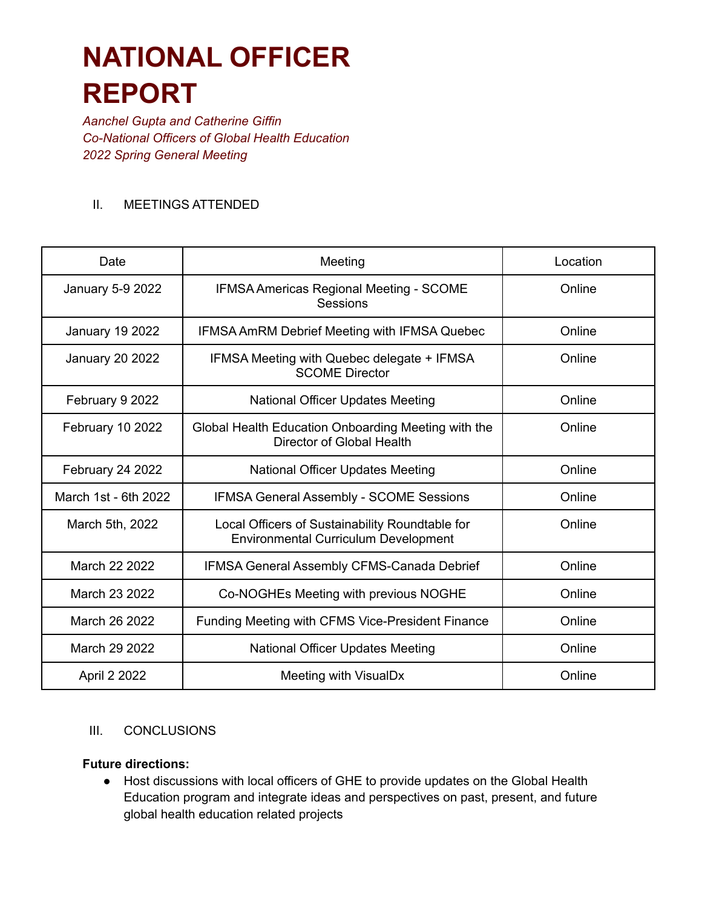# NATIONAL OFFICER REPORT

*Aanchel Gupta and Catherine Giffin*
*Co-National Officers of Global Health Education*
*2022 Spring General Meeting*

II. MEETINGS ATTENDED

| Date | Meeting | Location |
|---|---|---|
| January 5-9 2022 | IFMSA Americas Regional Meeting - SCOME Sessions | Online |
| January 19 2022 | IFMSA AmRM Debrief Meeting with IFMSA Quebec | Online |
| January 20 2022 | IFMSA Meeting with Quebec delegate + IFMSA SCOME Director | Online |
| February 9 2022 | National Officer Updates Meeting | Online |
| February 10 2022 | Global Health Education Onboarding Meeting with the Director of Global Health | Online |
| February 24 2022 | National Officer Updates Meeting | Online |
| March 1st - 6th 2022 | IFMSA General Assembly - SCOME Sessions | Online |
| March 5th, 2022 | Local Officers of Sustainability Roundtable for Environmental Curriculum Development | Online |
| March 22 2022 | IFMSA General Assembly CFMS-Canada Debrief | Online |
| March 23 2022 | Co-NOGHEs Meeting with previous NOGHE | Online |
| March 26 2022 | Funding Meeting with CFMS Vice-President Finance | Online |
| March 29 2022 | National Officer Updates Meeting | Online |
| April 2 2022 | Meeting with VisualDx | Online |

III. CONCLUSIONS

**Future directions:**

- Host discussions with local officers of GHE to provide updates on the Global Health Education program and integrate ideas and perspectives on past, present, and future global health education related projects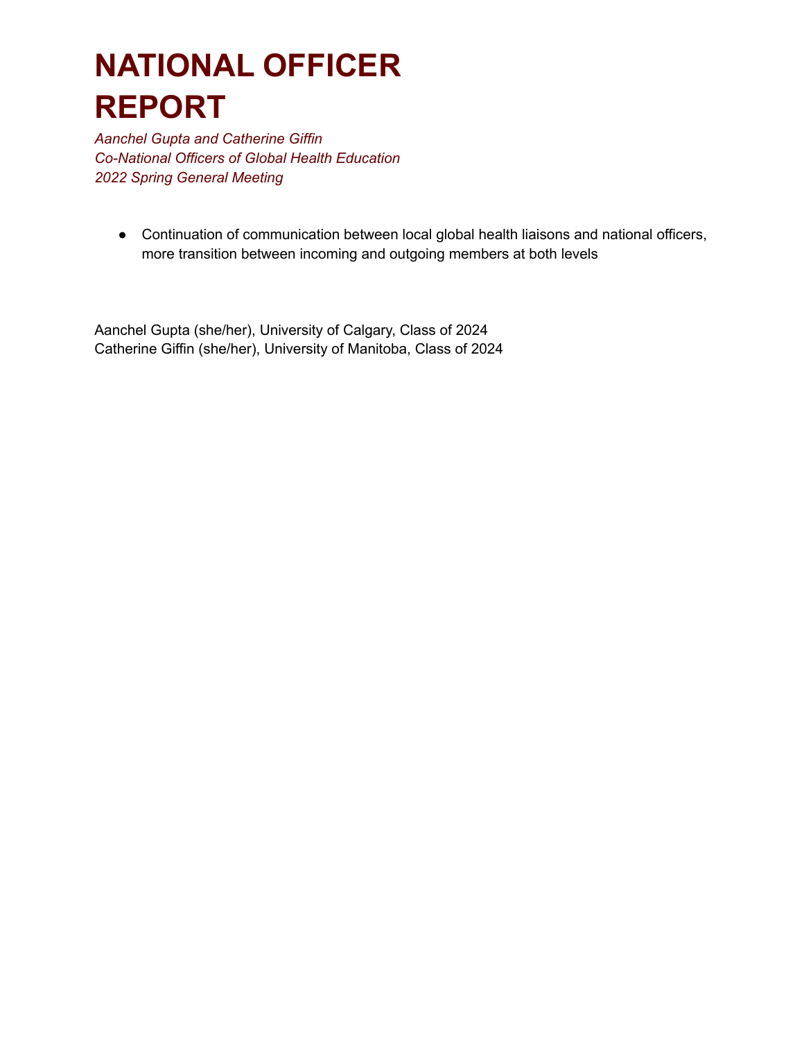# NATIONAL OFFICER REPORT

*Aanchel Gupta and Catherine Giffin*
*Co-National Officers of Global Health Education*
*2022 Spring General Meeting*

- Continuation of communication between local global health liaisons and national officers, more transition between incoming and outgoing members at both levels

Aanchel Gupta (she/her), University of Calgary, Class of 2024
Catherine Giffin (she/her), University of Manitoba, Class of 2024